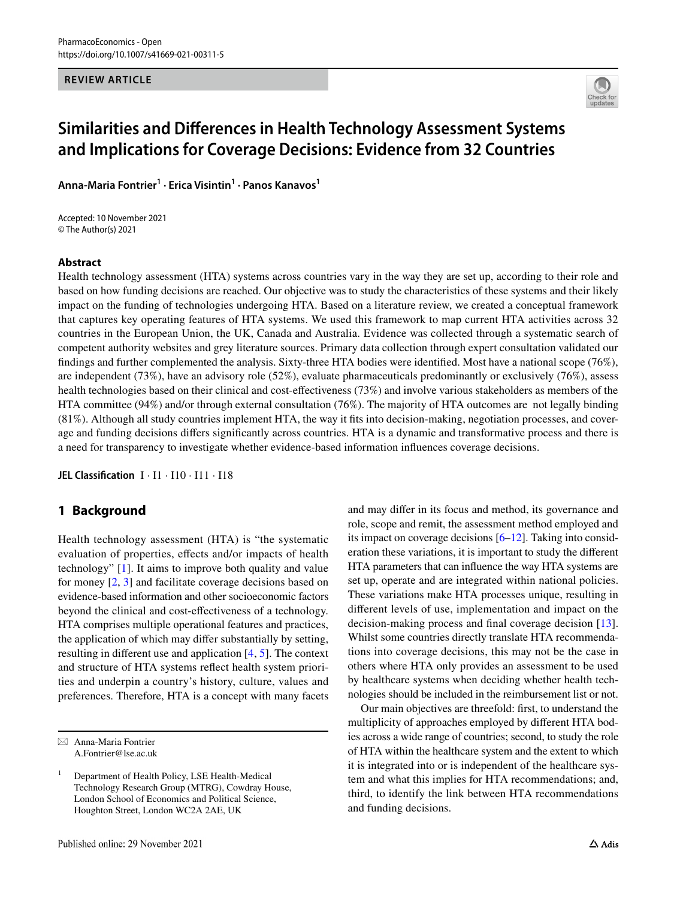PharmacoEconomics - Open
https://doi.org/10.1007/s41669-021-00311-5

**REVIEW ARTICLE**

# Similarities and Differences in Health Technology Assessment Systems and Implications for Coverage Decisions: Evidence from 32 Countries

**Anna-Maria Fontrier[1] · Erica Visintin[1] · Panos Kanavos[1]**

Accepted: 10 November 2021
© The Author(s) 2021

## Abstract

Health technology assessment (HTA) systems across countries vary in the way they are set up, according to their role and based on how funding decisions are reached. Our objective was to study the characteristics of these systems and their likely impact on the funding of technologies undergoing HTA. Based on a literature review, we created a conceptual framework that captures key operating features of HTA systems. We used this framework to map current HTA activities across 32 countries in the European Union, the UK, Canada and Australia. Evidence was collected through a systematic search of competent authority websites and grey literature sources. Primary data collection through expert consultation validated our findings and further complemented the analysis. Sixty-three HTA bodies were identified. Most have a national scope (76%), are independent (73%), have an advisory role (52%), evaluate pharmaceuticals predominantly or exclusively (76%), assess health technologies based on their clinical and cost-effectiveness (73%) and involve various stakeholders as members of the HTA committee (94%) and/or through external consultation (76%). The majority of HTA outcomes are not legally binding (81%). Although all study countries implement HTA, the way it fits into decision-making, negotiation processes, and coverage and funding decisions differs significantly across countries. HTA is a dynamic and transformative process and there is a need for transparency to investigate whether evidence-based information influences coverage decisions.

**JEL Classification** I · I1 · I10 · I11 · I18

## 1 Background

Health technology assessment (HTA) is "the systematic evaluation of properties, effects and/or impacts of health technology" [1]. It aims to improve both quality and value for money [2, 3] and facilitate coverage decisions based on evidence-based information and other socioeconomic factors beyond the clinical and cost-effectiveness of a technology. HTA comprises multiple operational features and practices, the application of which may differ substantially by setting, resulting in different use and application [4, 5]. The context and structure of HTA systems reflect health system priorities and underpin a country's history, culture, values and preferences. Therefore, HTA is a concept with many facets and may differ in its focus and method, its governance and role, scope and remit, the assessment method employed and its impact on coverage decisions [6–12]. Taking into consideration these variations, it is important to study the different HTA parameters that can influence the way HTA systems are set up, operate and are integrated within national policies. These variations make HTA processes unique, resulting in different levels of use, implementation and impact on the decision-making process and final coverage decision [13]. Whilst some countries directly translate HTA recommendations into coverage decisions, this may not be the case in others where HTA only provides an assessment to be used by healthcare systems when deciding whether health technologies should be included in the reimbursement list or not.

Our main objectives are threefold: first, to understand the multiplicity of approaches employed by different HTA bodies across a wide range of countries; second, to study the role of HTA within the healthcare system and the extent to which it is integrated into or is independent of the healthcare system and what this implies for HTA recommendations; and, third, to identify the link between HTA recommendations and funding decisions.

✉ Anna-Maria Fontrier
A.Fontrier@lse.ac.uk

[1] Department of Health Policy, LSE Health-Medical Technology Research Group (MTRG), Cowdray House, London School of Economics and Political Science, Houghton Street, London WC2A 2AE, UK

Published online: 29 November 2021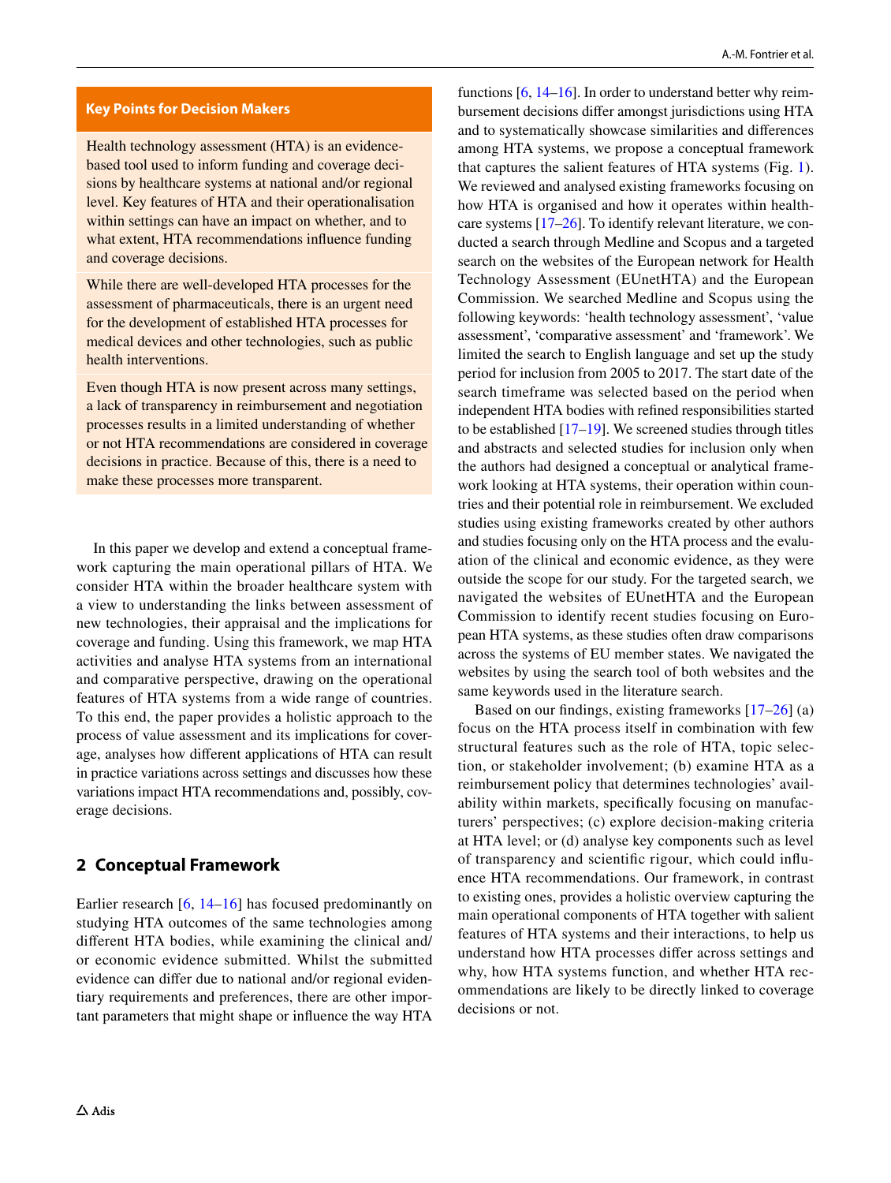**Key Points for Decision Makers**

Health technology assessment (HTA) is an evidence-based tool used to inform funding and coverage decisions by healthcare systems at national and/or regional level. Key features of HTA and their operationalisation within settings can have an impact on whether, and to what extent, HTA recommendations influence funding and coverage decisions.

While there are well-developed HTA processes for the assessment of pharmaceuticals, there is an urgent need for the development of established HTA processes for medical devices and other technologies, such as public health interventions.

Even though HTA is now present across many settings, a lack of transparency in reimbursement and negotiation processes results in a limited understanding of whether or not HTA recommendations are considered in coverage decisions in practice. Because of this, there is a need to make these processes more transparent.

In this paper we develop and extend a conceptual framework capturing the main operational pillars of HTA. We consider HTA within the broader healthcare system with a view to understanding the links between assessment of new technologies, their appraisal and the implications for coverage and funding. Using this framework, we map HTA activities and analyse HTA systems from an international and comparative perspective, drawing on the operational features of HTA systems from a wide range of countries. To this end, the paper provides a holistic approach to the process of value assessment and its implications for coverage, analyses how different applications of HTA can result in practice variations across settings and discusses how these variations impact HTA recommendations and, possibly, coverage decisions.

## 2 Conceptual Framework

Earlier research [6, 14–16] has focused predominantly on studying HTA outcomes of the same technologies among different HTA bodies, while examining the clinical and/or economic evidence submitted. Whilst the submitted evidence can differ due to national and/or regional evidentiary requirements and preferences, there are other important parameters that might shape or influence the way HTA functions [6, 14–16]. In order to understand better why reimbursement decisions differ amongst jurisdictions using HTA and to systematically showcase similarities and differences among HTA systems, we propose a conceptual framework that captures the salient features of HTA systems (Fig. 1). We reviewed and analysed existing frameworks focusing on how HTA is organised and how it operates within healthcare systems [17–26]. To identify relevant literature, we conducted a search through Medline and Scopus and a targeted search on the websites of the European network for Health Technology Assessment (EUnetHTA) and the European Commission. We searched Medline and Scopus using the following keywords: 'health technology assessment', 'value assessment', 'comparative assessment' and 'framework'. We limited the search to English language and set up the study period for inclusion from 2005 to 2017. The start date of the search timeframe was selected based on the period when independent HTA bodies with refined responsibilities started to be established [17–19]. We screened studies through titles and abstracts and selected studies for inclusion only when the authors had designed a conceptual or analytical framework looking at HTA systems, their operation within countries and their potential role in reimbursement. We excluded studies using existing frameworks created by other authors and studies focusing only on the HTA process and the evaluation of the clinical and economic evidence, as they were outside the scope for our study. For the targeted search, we navigated the websites of EUnetHTA and the European Commission to identify recent studies focusing on European HTA systems, as these studies often draw comparisons across the systems of EU member states. We navigated the websites by using the search tool of both websites and the same keywords used in the literature search.

Based on our findings, existing frameworks [17–26] (a) focus on the HTA process itself in combination with few structural features such as the role of HTA, topic selection, or stakeholder involvement; (b) examine HTA as a reimbursement policy that determines technologies' availability within markets, specifically focusing on manufacturers' perspectives; (c) explore decision-making criteria at HTA level; or (d) analyse key components such as level of transparency and scientific rigour, which could influence HTA recommendations. Our framework, in contrast to existing ones, provides a holistic overview capturing the main operational components of HTA together with salient features of HTA systems and their interactions, to help us understand how HTA processes differ across settings and why, how HTA systems function, and whether HTA recommendations are likely to be directly linked to coverage decisions or not.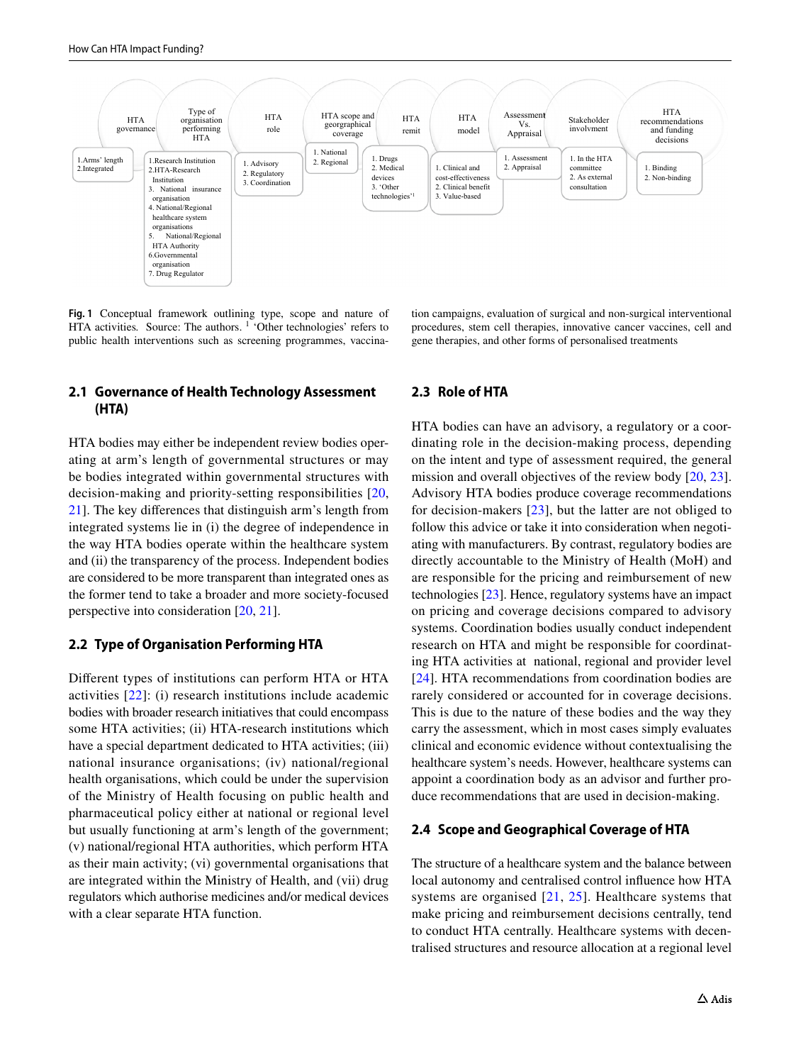| HTA governance | Type of organisation performing HTA | HTA role | HTA scope and georgraphical coverage | HTA remit | HTA model | Assessment Vs. Appraisal | Stakeholder involvment | HTA recommendations and funding decisions |
|---|---|---|---|---|---|---|---|---|
| 1.Arms' length<br>2.Integrated | 1.Research Institution<br>2.HTA-Research Institution<br>3. National insurance organisation<br>4. National/Regional healthcare system organisations<br>5. National/Regional HTA Authority<br>6.Governmental organisation<br>7. Drug Regulator | 1. Advisory<br>2. Regulatory<br>3. Coordination | 1. National<br>2. Regional | 1. Drugs<br>2. Medical devices<br>3. 'Other technologies'[1] | 1. Clinical and cost-effectiveness<br>2. Clinical benefit<br>3. Value-based | 1. Assessment<br>2. Appraisal | 1. In the HTA committee<br>2. As external consultation | 1. Binding<br>2. Non-binding |

**Fig. 1** Conceptual framework outlining type, scope and nature of HTA activities. Source: The authors. [1] 'Other technologies' refers to public health interventions such as screening programmes, vaccination campaigns, evaluation of surgical and non-surgical interventional procedures, stem cell therapies, innovative cancer vaccines, cell and gene therapies, and other forms of personalised treatments

### 2.1 Governance of Health Technology Assessment (HTA)

HTA bodies may either be independent review bodies operating at arm's length of governmental structures or may be bodies integrated within governmental structures with decision-making and priority-setting responsibilities [20, 21]. The key differences that distinguish arm's length from integrated systems lie in (i) the degree of independence in the way HTA bodies operate within the healthcare system and (ii) the transparency of the process. Independent bodies are considered to be more transparent than integrated ones as the former tend to take a broader and more society-focused perspective into consideration [20, 21].

### 2.2 Type of Organisation Performing HTA

Different types of institutions can perform HTA or HTA activities [22]: (i) research institutions include academic bodies with broader research initiatives that could encompass some HTA activities; (ii) HTA-research institutions which have a special department dedicated to HTA activities; (iii) national insurance organisations; (iv) national/regional health organisations, which could be under the supervision of the Ministry of Health focusing on public health and pharmaceutical policy either at national or regional level but usually functioning at arm's length of the government; (v) national/regional HTA authorities, which perform HTA as their main activity; (vi) governmental organisations that are integrated within the Ministry of Health, and (vii) drug regulators which authorise medicines and/or medical devices with a clear separate HTA function.

### 2.3 Role of HTA

HTA bodies can have an advisory, a regulatory or a coordinating role in the decision-making process, depending on the intent and type of assessment required, the general mission and overall objectives of the review body [20, 23]. Advisory HTA bodies produce coverage recommendations for decision-makers [23], but the latter are not obliged to follow this advice or take it into consideration when negotiating with manufacturers. By contrast, regulatory bodies are directly accountable to the Ministry of Health (MoH) and are responsible for the pricing and reimbursement of new technologies [23]. Hence, regulatory systems have an impact on pricing and coverage decisions compared to advisory systems. Coordination bodies usually conduct independent research on HTA and might be responsible for coordinating HTA activities at national, regional and provider level [24]. HTA recommendations from coordination bodies are rarely considered or accounted for in coverage decisions. This is due to the nature of these bodies and the way they carry the assessment, which in most cases simply evaluates clinical and economic evidence without contextualising the healthcare system's needs. However, healthcare systems can appoint a coordination body as an advisor and further produce recommendations that are used in decision-making.

### 2.4 Scope and Geographical Coverage of HTA

The structure of a healthcare system and the balance between local autonomy and centralised control influence how HTA systems are organised [21, 25]. Healthcare systems that make pricing and reimbursement decisions centrally, tend to conduct HTA centrally. Healthcare systems with decentralised structures and resource allocation at a regional level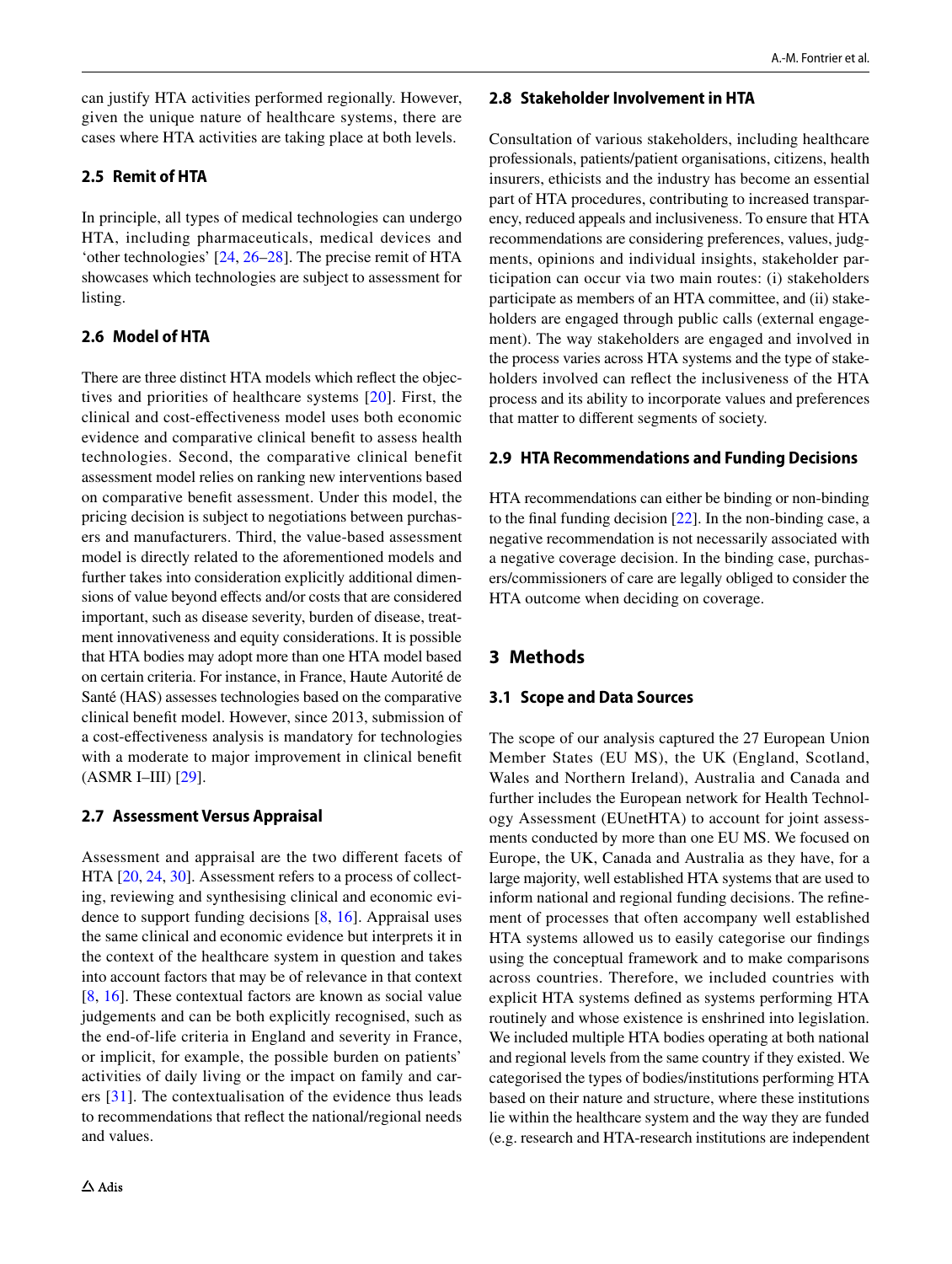can justify HTA activities performed regionally. However, given the unique nature of healthcare systems, there are cases where HTA activities are taking place at both levels.

### 2.5 Remit of HTA

In principle, all types of medical technologies can undergo HTA, including pharmaceuticals, medical devices and 'other technologies' [24, 26–28]. The precise remit of HTA showcases which technologies are subject to assessment for listing.

### 2.6 Model of HTA

There are three distinct HTA models which reflect the objectives and priorities of healthcare systems [20]. First, the clinical and cost-effectiveness model uses both economic evidence and comparative clinical benefit to assess health technologies. Second, the comparative clinical benefit assessment model relies on ranking new interventions based on comparative benefit assessment. Under this model, the pricing decision is subject to negotiations between purchasers and manufacturers. Third, the value-based assessment model is directly related to the aforementioned models and further takes into consideration explicitly additional dimensions of value beyond effects and/or costs that are considered important, such as disease severity, burden of disease, treatment innovativeness and equity considerations. It is possible that HTA bodies may adopt more than one HTA model based on certain criteria. For instance, in France, Haute Autorité de Santé (HAS) assesses technologies based on the comparative clinical benefit model. However, since 2013, submission of a cost-effectiveness analysis is mandatory for technologies with a moderate to major improvement in clinical benefit (ASMR I–III) [29].

### 2.7 Assessment Versus Appraisal

Assessment and appraisal are the two different facets of HTA [20, 24, 30]. Assessment refers to a process of collecting, reviewing and synthesising clinical and economic evidence to support funding decisions [8, 16]. Appraisal uses the same clinical and economic evidence but interprets it in the context of the healthcare system in question and takes into account factors that may be of relevance in that context [8, 16]. These contextual factors are known as social value judgements and can be both explicitly recognised, such as the end-of-life criteria in England and severity in France, or implicit, for example, the possible burden on patients' activities of daily living or the impact on family and carers [31]. The contextualisation of the evidence thus leads to recommendations that reflect the national/regional needs and values.

### 2.8 Stakeholder Involvement in HTA

Consultation of various stakeholders, including healthcare professionals, patients/patient organisations, citizens, health insurers, ethicists and the industry has become an essential part of HTA procedures, contributing to increased transparency, reduced appeals and inclusiveness. To ensure that HTA recommendations are considering preferences, values, judgments, opinions and individual insights, stakeholder participation can occur via two main routes: (i) stakeholders participate as members of an HTA committee, and (ii) stakeholders are engaged through public calls (external engagement). The way stakeholders are engaged and involved in the process varies across HTA systems and the type of stakeholders involved can reflect the inclusiveness of the HTA process and its ability to incorporate values and preferences that matter to different segments of society.

### 2.9 HTA Recommendations and Funding Decisions

HTA recommendations can either be binding or non-binding to the final funding decision [22]. In the non-binding case, a negative recommendation is not necessarily associated with a negative coverage decision. In the binding case, purchasers/commissioners of care are legally obliged to consider the HTA outcome when deciding on coverage.

## 3 Methods

### 3.1 Scope and Data Sources

The scope of our analysis captured the 27 European Union Member States (EU MS), the UK (England, Scotland, Wales and Northern Ireland), Australia and Canada and further includes the European network for Health Technology Assessment (EUnetHTA) to account for joint assessments conducted by more than one EU MS. We focused on Europe, the UK, Canada and Australia as they have, for a large majority, well established HTA systems that are used to inform national and regional funding decisions. The refinement of processes that often accompany well established HTA systems allowed us to easily categorise our findings using the conceptual framework and to make comparisons across countries. Therefore, we included countries with explicit HTA systems defined as systems performing HTA routinely and whose existence is enshrined into legislation. We included multiple HTA bodies operating at both national and regional levels from the same country if they existed. We categorised the types of bodies/institutions performing HTA based on their nature and structure, where these institutions lie within the healthcare system and the way they are funded (e.g. research and HTA-research institutions are independent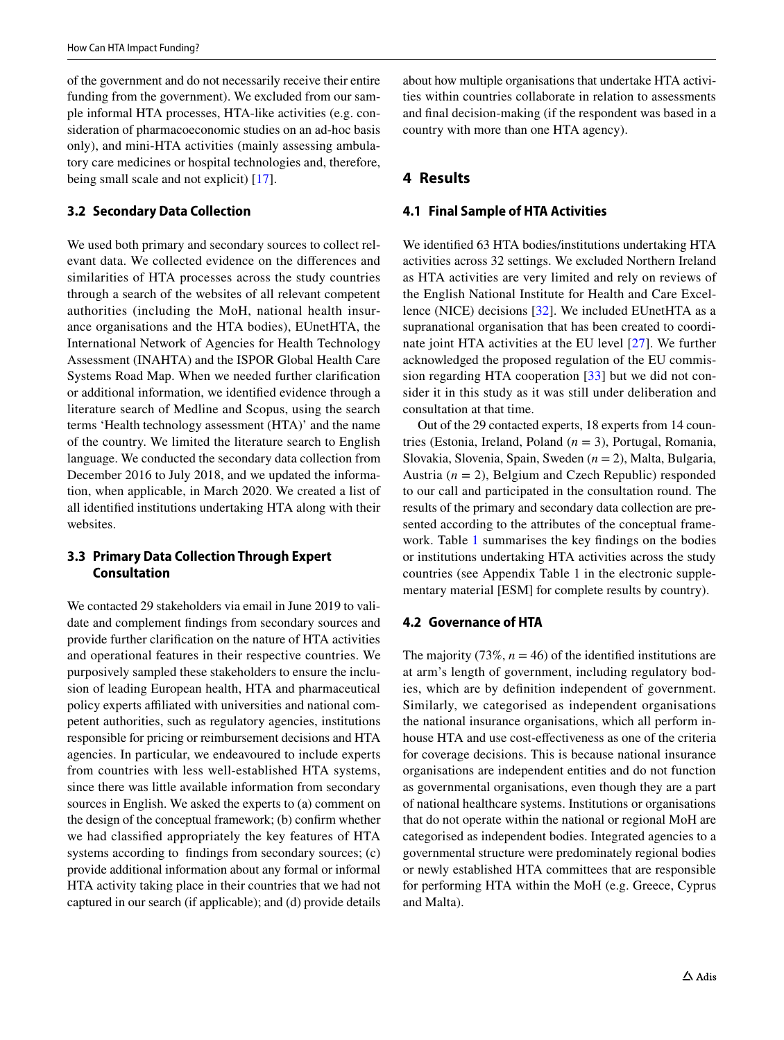of the government and do not necessarily receive their entire funding from the government). We excluded from our sample informal HTA processes, HTA-like activities (e.g. consideration of pharmacoeconomic studies on an ad-hoc basis only), and mini-HTA activities (mainly assessing ambulatory care medicines or hospital technologies and, therefore, being small scale and not explicit) [17].

### 3.2 Secondary Data Collection

We used both primary and secondary sources to collect relevant data. We collected evidence on the differences and similarities of HTA processes across the study countries through a search of the websites of all relevant competent authorities (including the MoH, national health insurance organisations and the HTA bodies), EUnetHTA, the International Network of Agencies for Health Technology Assessment (INAHTA) and the ISPOR Global Health Care Systems Road Map. When we needed further clarification or additional information, we identified evidence through a literature search of Medline and Scopus, using the search terms 'Health technology assessment (HTA)' and the name of the country. We limited the literature search to English language. We conducted the secondary data collection from December 2016 to July 2018, and we updated the information, when applicable, in March 2020. We created a list of all identified institutions undertaking HTA along with their websites.

### 3.3 Primary Data Collection Through Expert Consultation

We contacted 29 stakeholders via email in June 2019 to validate and complement findings from secondary sources and provide further clarification on the nature of HTA activities and operational features in their respective countries. We purposively sampled these stakeholders to ensure the inclusion of leading European health, HTA and pharmaceutical policy experts affiliated with universities and national competent authorities, such as regulatory agencies, institutions responsible for pricing or reimbursement decisions and HTA agencies. In particular, we endeavoured to include experts from countries with less well-established HTA systems, since there was little available information from secondary sources in English. We asked the experts to (a) comment on the design of the conceptual framework; (b) confirm whether we had classified appropriately the key features of HTA systems according to findings from secondary sources; (c) provide additional information about any formal or informal HTA activity taking place in their countries that we had not captured in our search (if applicable); and (d) provide details about how multiple organisations that undertake HTA activities within countries collaborate in relation to assessments and final decision-making (if the respondent was based in a country with more than one HTA agency).

## 4 Results

### 4.1 Final Sample of HTA Activities

We identified 63 HTA bodies/institutions undertaking HTA activities across 32 settings. We excluded Northern Ireland as HTA activities are very limited and rely on reviews of the English National Institute for Health and Care Excellence (NICE) decisions [32]. We included EUnetHTA as a supranational organisation that has been created to coordinate joint HTA activities at the EU level [27]. We further acknowledged the proposed regulation of the EU commission regarding HTA cooperation [33] but we did not consider it in this study as it was still under deliberation and consultation at that time.

Out of the 29 contacted experts, 18 experts from 14 countries (Estonia, Ireland, Poland ($n$ = 3), Portugal, Romania, Slovakia, Slovenia, Spain, Sweden ($n$ = 2), Malta, Bulgaria, Austria ($n$ = 2), Belgium and Czech Republic) responded to our call and participated in the consultation round. The results of the primary and secondary data collection are presented according to the attributes of the conceptual framework. Table 1 summarises the key findings on the bodies or institutions undertaking HTA activities across the study countries (see Appendix Table 1 in the electronic supplementary material [ESM] for complete results by country).

### 4.2 Governance of HTA

The majority (73%, $n$ = 46) of the identified institutions are at arm's length of government, including regulatory bodies, which are by definition independent of government. Similarly, we categorised as independent organisations the national insurance organisations, which all perform in-house HTA and use cost-effectiveness as one of the criteria for coverage decisions. This is because national insurance organisations are independent entities and do not function as governmental organisations, even though they are a part of national healthcare systems. Institutions or organisations that do not operate within the national or regional MoH are categorised as independent bodies. Integrated agencies to a governmental structure were predominately regional bodies or newly established HTA committees that are responsible for performing HTA within the MoH (e.g. Greece, Cyprus and Malta).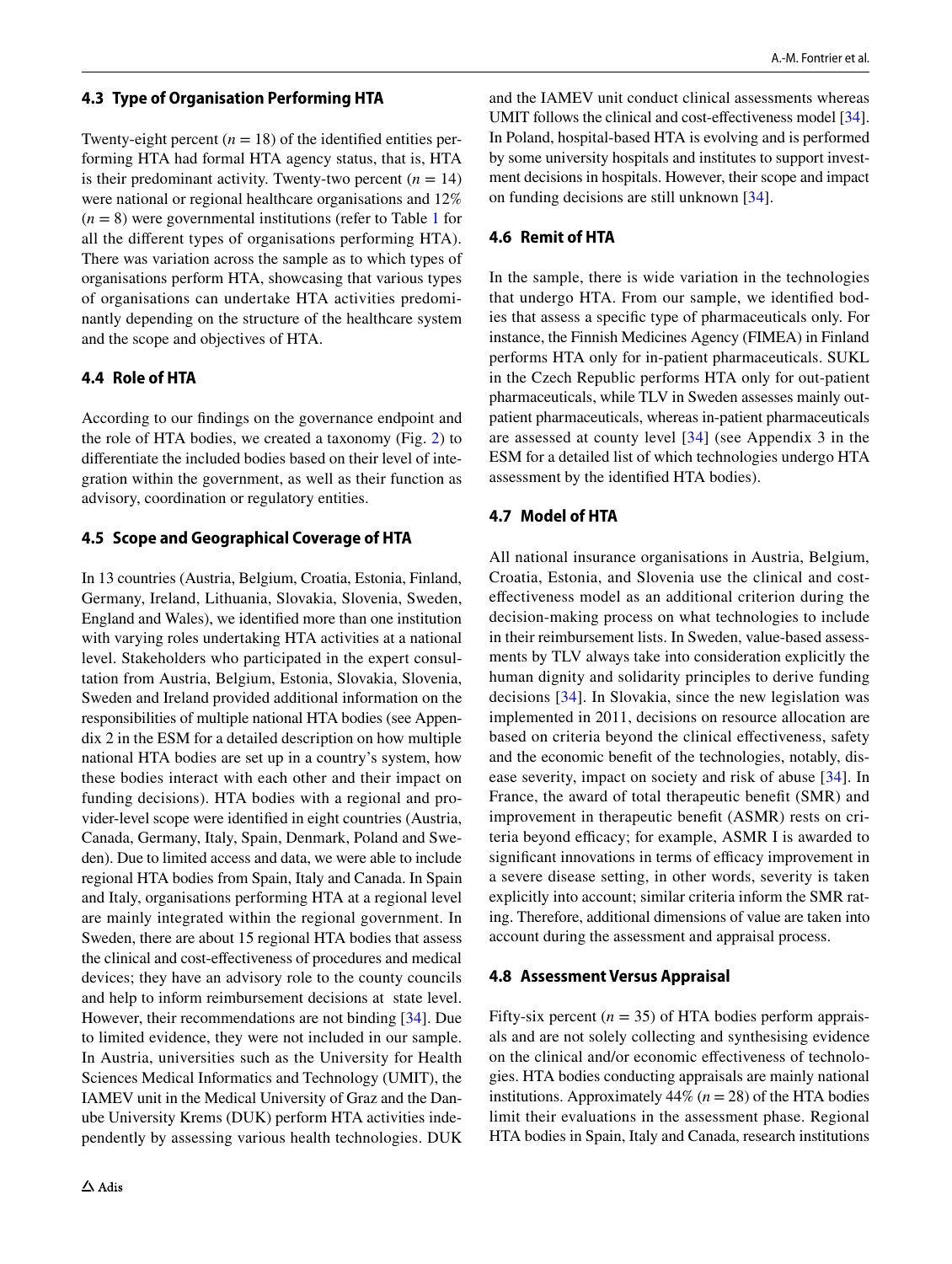### 4.3 Type of Organisation Performing HTA

Twenty-eight percent ($n = 18$) of the identified entities performing HTA had formal HTA agency status, that is, HTA is their predominant activity. Twenty-two percent ($n = 14$) were national or regional healthcare organisations and 12% ($n = 8$) were governmental institutions (refer to Table 1 for all the different types of organisations performing HTA). There was variation across the sample as to which types of organisations perform HTA, showcasing that various types of organisations can undertake HTA activities predominantly depending on the structure of the healthcare system and the scope and objectives of HTA.

### 4.4 Role of HTA

According to our findings on the governance endpoint and the role of HTA bodies, we created a taxonomy (Fig. 2) to differentiate the included bodies based on their level of integration within the government, as well as their function as advisory, coordination or regulatory entities.

### 4.5 Scope and Geographical Coverage of HTA

In 13 countries (Austria, Belgium, Croatia, Estonia, Finland, Germany, Ireland, Lithuania, Slovakia, Slovenia, Sweden, England and Wales), we identified more than one institution with varying roles undertaking HTA activities at a national level. Stakeholders who participated in the expert consultation from Austria, Belgium, Estonia, Slovakia, Slovenia, Sweden and Ireland provided additional information on the responsibilities of multiple national HTA bodies (see Appendix 2 in the ESM for a detailed description on how multiple national HTA bodies are set up in a country's system, how these bodies interact with each other and their impact on funding decisions). HTA bodies with a regional and provider-level scope were identified in eight countries (Austria, Canada, Germany, Italy, Spain, Denmark, Poland and Sweden). Due to limited access and data, we were able to include regional HTA bodies from Spain, Italy and Canada. In Spain and Italy, organisations performing HTA at a regional level are mainly integrated within the regional government. In Sweden, there are about 15 regional HTA bodies that assess the clinical and cost-effectiveness of procedures and medical devices; they have an advisory role to the county councils and help to inform reimbursement decisions at state level. However, their recommendations are not binding [34]. Due to limited evidence, they were not included in our sample. In Austria, universities such as the University for Health Sciences Medical Informatics and Technology (UMIT), the IAMEV unit in the Medical University of Graz and the Danube University Krems (DUK) perform HTA activities independently by assessing various health technologies. DUK and the IAMEV unit conduct clinical assessments whereas UMIT follows the clinical and cost-effectiveness model [34]. In Poland, hospital-based HTA is evolving and is performed by some university hospitals and institutes to support investment decisions in hospitals. However, their scope and impact on funding decisions are still unknown [34].

### 4.6 Remit of HTA

In the sample, there is wide variation in the technologies that undergo HTA. From our sample, we identified bodies that assess a specific type of pharmaceuticals only. For instance, the Finnish Medicines Agency (FIMEA) in Finland performs HTA only for in-patient pharmaceuticals. SUKL in the Czech Republic performs HTA only for out-patient pharmaceuticals, while TLV in Sweden assesses mainly out-patient pharmaceuticals, whereas in-patient pharmaceuticals are assessed at county level [34] (see Appendix 3 in the ESM for a detailed list of which technologies undergo HTA assessment by the identified HTA bodies).

### 4.7 Model of HTA

All national insurance organisations in Austria, Belgium, Croatia, Estonia, and Slovenia use the clinical and cost-effectiveness model as an additional criterion during the decision-making process on what technologies to include in their reimbursement lists. In Sweden, value-based assessments by TLV always take into consideration explicitly the human dignity and solidarity principles to derive funding decisions [34]. In Slovakia, since the new legislation was implemented in 2011, decisions on resource allocation are based on criteria beyond the clinical effectiveness, safety and the economic benefit of the technologies, notably, disease severity, impact on society and risk of abuse [34]. In France, the award of total therapeutic benefit (SMR) and improvement in therapeutic benefit (ASMR) rests on criteria beyond efficacy; for example, ASMR I is awarded to significant innovations in terms of efficacy improvement in a severe disease setting, in other words, severity is taken explicitly into account; similar criteria inform the SMR rating. Therefore, additional dimensions of value are taken into account during the assessment and appraisal process.

### 4.8 Assessment Versus Appraisal

Fifty-six percent ($n = 35$) of HTA bodies perform appraisals and are not solely collecting and synthesising evidence on the clinical and/or economic effectiveness of technologies. HTA bodies conducting appraisals are mainly national institutions. Approximately 44% ($n = 28$) of the HTA bodies limit their evaluations in the assessment phase. Regional HTA bodies in Spain, Italy and Canada, research institutions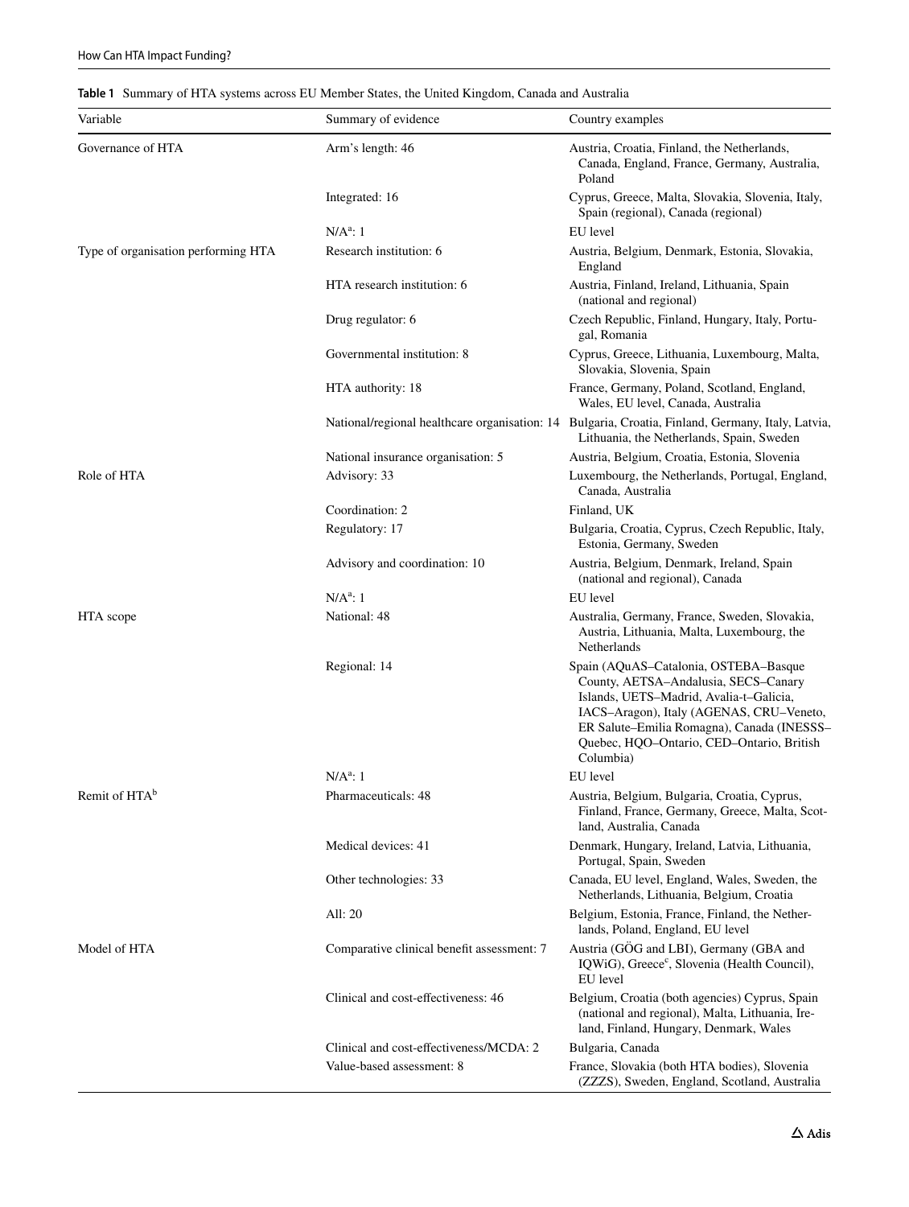**Table 1** Summary of HTA systems across EU Member States, the United Kingdom, Canada and Australia

| Variable | Summary of evidence | Country examples |
|---|---|---|
| Governance of HTA | Arm's length: 46 | Austria, Croatia, Finland, the Netherlands, Canada, England, France, Germany, Australia, Poland |
| | Integrated: 16 | Cyprus, Greece, Malta, Slovakia, Slovenia, Italy, Spain (regional), Canada (regional) |
| | N/A[a]: 1 | EU level |
| Type of organisation performing HTA | Research institution: 6 | Austria, Belgium, Denmark, Estonia, Slovakia, England |
| | HTA research institution: 6 | Austria, Finland, Ireland, Lithuania, Spain (national and regional) |
| | Drug regulator: 6 | Czech Republic, Finland, Hungary, Italy, Portugal, Romania |
| | Governmental institution: 8 | Cyprus, Greece, Lithuania, Luxembourg, Malta, Slovakia, Slovenia, Spain |
| | HTA authority: 18 | France, Germany, Poland, Scotland, England, Wales, EU level, Canada, Australia |
| | National/regional healthcare organisation: 14 | Bulgaria, Croatia, Finland, Germany, Italy, Latvia, Lithuania, the Netherlands, Spain, Sweden |
| | National insurance organisation: 5 | Austria, Belgium, Croatia, Estonia, Slovenia |
| Role of HTA | Advisory: 33 | Luxembourg, the Netherlands, Portugal, England, Canada, Australia |
| | Coordination: 2 | Finland, UK |
| | Regulatory: 17 | Bulgaria, Croatia, Cyprus, Czech Republic, Italy, Estonia, Germany, Sweden |
| | Advisory and coordination: 10 | Austria, Belgium, Denmark, Ireland, Spain (national and regional), Canada |
| | N/A[a]: 1 | EU level |
| HTA scope | National: 48 | Australia, Germany, France, Sweden, Slovakia, Austria, Lithuania, Malta, Luxembourg, the Netherlands |
| | Regional: 14 | Spain (AQuAS–Catalonia, OSTEBA–Basque County, AETSA–Andalusia, SECS–Canary Islands, UETS–Madrid, Avalia-t–Galicia, IACS–Aragon), Italy (AGENAS, CRU–Veneto, ER Salute–Emilia Romagna), Canada (INESSS–Quebec, HQO–Ontario, CED–Ontario, British Columbia) |
| | N/A[a]: 1 | EU level |
| Remit of HTA[b] | Pharmaceuticals: 48 | Austria, Belgium, Bulgaria, Croatia, Cyprus, Finland, France, Germany, Greece, Malta, Scotland, Australia, Canada |
| | Medical devices: 41 | Denmark, Hungary, Ireland, Latvia, Lithuania, Portugal, Spain, Sweden |
| | Other technologies: 33 | Canada, EU level, England, Wales, Sweden, the Netherlands, Lithuania, Belgium, Croatia |
| | All: 20 | Belgium, Estonia, France, Finland, the Netherlands, Poland, England, EU level |
| Model of HTA | Comparative clinical benefit assessment: 7 | Austria (GÖG and LBI), Germany (GBA and IQWiG), Greece[c], Slovenia (Health Council), EU level |
| | Clinical and cost-effectiveness: 46 | Belgium, Croatia (both agencies) Cyprus, Spain (national and regional), Malta, Lithuania, Ireland, Finland, Hungary, Denmark, Wales |
| | Clinical and cost-effectiveness/MCDA: 2 | Bulgaria, Canada |
| | Value-based assessment: 8 | France, Slovakia (both HTA bodies), Slovenia (ZZZS), Sweden, England, Scotland, Australia |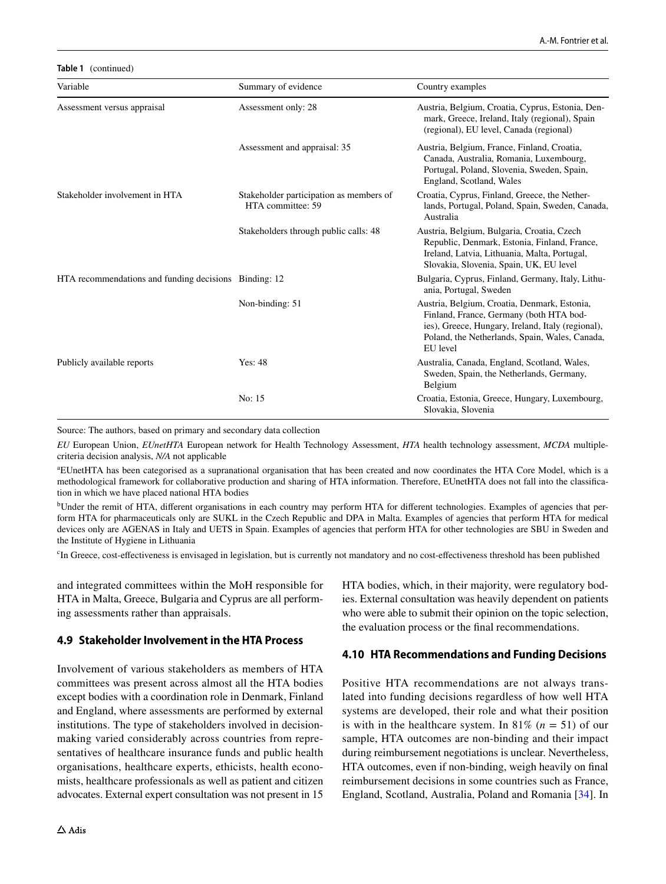**Table 1** (continued)

| Variable | Summary of evidence | Country examples |
|---|---|---|
| Assessment versus appraisal | Assessment only: 28 | Austria, Belgium, Croatia, Cyprus, Estonia, Denmark, Greece, Ireland, Italy (regional), Spain (regional), EU level, Canada (regional) |
| | Assessment and appraisal: 35 | Austria, Belgium, France, Finland, Croatia, Canada, Australia, Romania, Luxembourg, Portugal, Poland, Slovenia, Sweden, Spain, England, Scotland, Wales |
| Stakeholder involvement in HTA | Stakeholder participation as members of HTA committee: 59 | Croatia, Cyprus, Finland, Greece, the Netherlands, Portugal, Poland, Spain, Sweden, Canada, Australia |
| | Stakeholders through public calls: 48 | Austria, Belgium, Bulgaria, Croatia, Czech Republic, Denmark, Estonia, Finland, France, Ireland, Latvia, Lithuania, Malta, Portugal, Slovakia, Slovenia, Spain, UK, EU level |
| HTA recommendations and funding decisions | Binding: 12 | Bulgaria, Cyprus, Finland, Germany, Italy, Lithuania, Portugal, Sweden |
| | Non-binding: 51 | Austria, Belgium, Croatia, Denmark, Estonia, Finland, France, Germany (both HTA bodies), Greece, Hungary, Ireland, Italy (regional), Poland, the Netherlands, Spain, Wales, Canada, EU level |
| Publicly available reports | Yes: 48 | Australia, Canada, England, Scotland, Wales, Sweden, Spain, the Netherlands, Germany, Belgium |
| | No: 15 | Croatia, Estonia, Greece, Hungary, Luxembourg, Slovakia, Slovenia |

Source: The authors, based on primary and secondary data collection

*EU* European Union, *EUnetHTA* European network for Health Technology Assessment, *HTA* health technology assessment, *MCDA* multiple-criteria decision analysis, *N/A* not applicable

[a]EUnetHTA has been categorised as a supranational organisation that has been created and now coordinates the HTA Core Model, which is a methodological framework for collaborative production and sharing of HTA information. Therefore, EUnetHTA does not fall into the classification in which we have placed national HTA bodies

[b]Under the remit of HTA, different organisations in each country may perform HTA for different technologies. Examples of agencies that perform HTA for pharmaceuticals only are SUKL in the Czech Republic and DPA in Malta. Examples of agencies that perform HTA for medical devices only are AGENAS in Italy and UETS in Spain. Examples of agencies that perform HTA for other technologies are SBU in Sweden and the Institute of Hygiene in Lithuania

[c]In Greece, cost-effectiveness is envisaged in legislation, but is currently not mandatory and no cost-effectiveness threshold has been published

and integrated committees within the MoH responsible for HTA in Malta, Greece, Bulgaria and Cyprus are all performing assessments rather than appraisals.

### 4.9 Stakeholder Involvement in the HTA Process

Involvement of various stakeholders as members of HTA committees was present across almost all the HTA bodies except bodies with a coordination role in Denmark, Finland and England, where assessments are performed by external institutions. The type of stakeholders involved in decision-making varied considerably across countries from representatives of healthcare insurance funds and public health organisations, healthcare experts, ethicists, health economists, healthcare professionals as well as patient and citizen advocates. External expert consultation was not present in 15 HTA bodies, which, in their majority, were regulatory bodies. External consultation was heavily dependent on patients who were able to submit their opinion on the topic selection, the evaluation process or the final recommendations.

### 4.10 HTA Recommendations and Funding Decisions

Positive HTA recommendations are not always translated into funding decisions regardless of how well HTA systems are developed, their role and what their position is with in the healthcare system. In 81% ($n$ = 51) of our sample, HTA outcomes are non-binding and their impact during reimbursement negotiations is unclear. Nevertheless, HTA outcomes, even if non-binding, weigh heavily on final reimbursement decisions in some countries such as France, England, Scotland, Australia, Poland and Romania [34]. In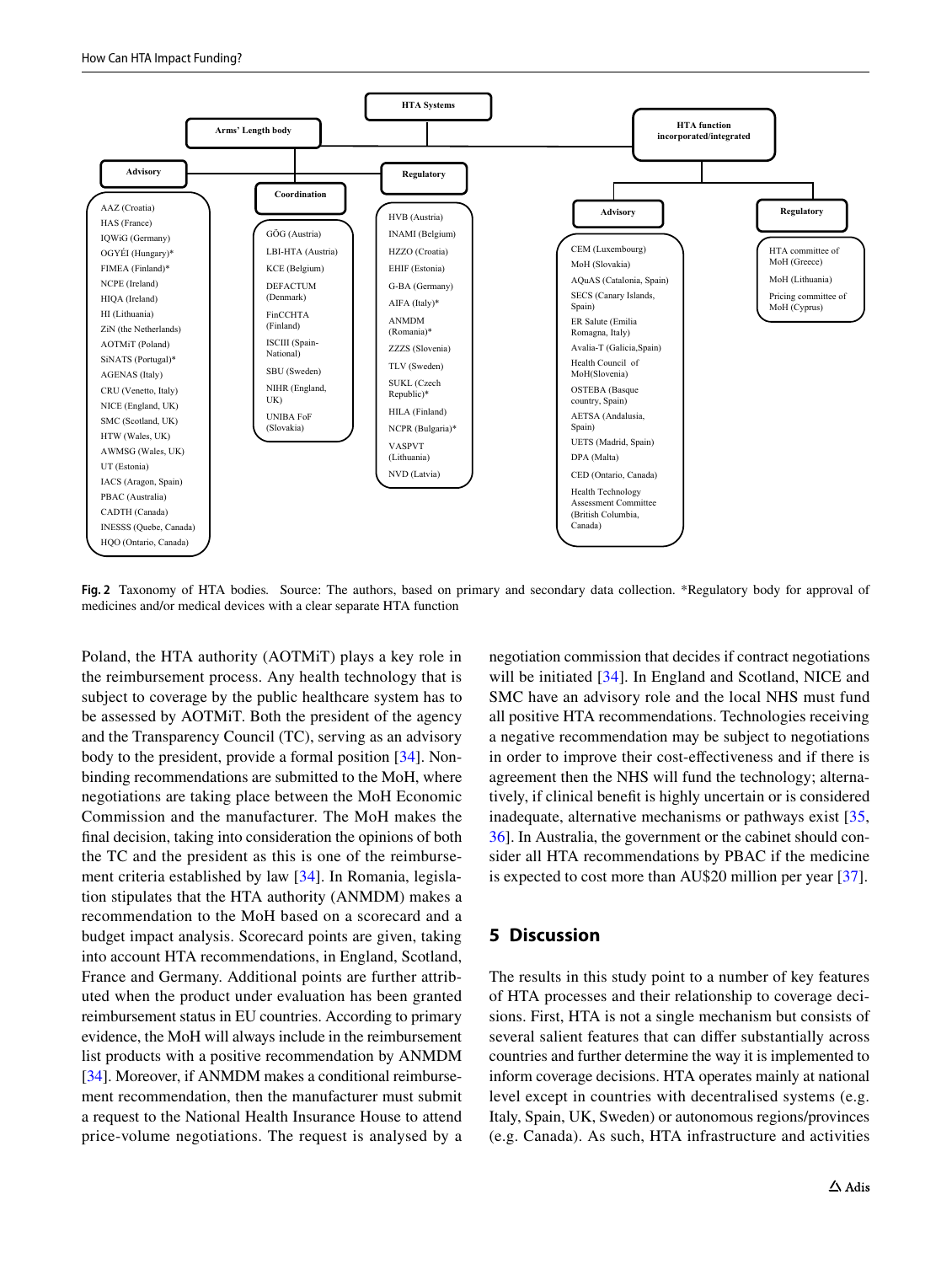HTA Systems

Arms' Length body

- Advisory
  - AAZ (Croatia)
  - HAS (France)
  - IQWiG (Germany)
  - OGYÉI (Hungary)*
  - FIMEA (Finland)*
  - NCPE (Ireland)
  - HIQA (Ireland)
  - HI (Lithuania)
  - ZiN (the Netherlands)
  - AOTMiT (Poland)
  - SiNATS (Portugal)*
  - AGENAS (Italy)
  - CRU (Venetto, Italy)
  - NICE (England, UK)
  - SMC (Scotland, UK)
  - HTW (Wales, UK)
  - AWMSG (Wales, UK)
  - UT (Estonia)
  - IACS (Aragon, Spain)
  - PBAC (Australia)
  - CADTH (Canada)
  - INESSS (Quebe, Canada)
  - HQO (Ontario, Canada)
- Coordination
  - GÖG (Austria)
  - LBI-HTA (Austria)
  - KCE (Belgium)
  - DEFACTUM (Denmark)
  - FinCCHTA (Finland)
  - ISCIII (Spain-National)
  - SBU (Sweden)
  - NIHR (England, UK)
  - UNIBA FoF (Slovakia)
- Regulatory
  - HVB (Austria)
  - INAMI (Belgium)
  - HZZO (Croatia)
  - EHIF (Estonia)
  - G-BA (Germany)
  - AIFA (Italy)*
  - ANMDM (Romania)*
  - ZZZS (Slovenia)
  - TLV (Sweden)
  - SUKL (Czech Republic)*
  - HILA (Finland)
  - NCPR (Bulgaria)*
  - VASPVT (Lithuania)
  - NVD (Latvia)

HTA function incorporated/integrated

- Advisory
  - CEM (Luxembourg)
  - MoH (Slovakia)
  - AQuAS (Catalonia, Spain)
  - SECS (Canary Islands, Spain)
  - ER Salute (Emilia Romagna, Italy)
  - Avalia-T (Galicia,Spain)
  - Health Council of MoH(Slovenia)
  - OSTEBA (Basque country, Spain)
  - AETSA (Andalusia, Spain)
  - UETS (Madrid, Spain)
  - DPA (Malta)
  - CED (Ontario, Canada)
  - Health Technology Assessment Committee (British Columbia, Canada)
- Regulatory
  - HTA committee of MoH (Greece)
  - MoH (Lithuania)
  - Pricing committee of MoH (Cyprus)

**Fig. 2** Taxonomy of HTA bodies. Source: The authors, based on primary and secondary data collection. *Regulatory body for approval of medicines and/or medical devices with a clear separate HTA function

Poland, the HTA authority (AOTMiT) plays a key role in the reimbursement process. Any health technology that is subject to coverage by the public healthcare system has to be assessed by AOTMiT. Both the president of the agency and the Transparency Council (TC), serving as an advisory body to the president, provide a formal position [34]. Non-binding recommendations are submitted to the MoH, where negotiations are taking place between the MoH Economic Commission and the manufacturer. The MoH makes the final decision, taking into consideration the opinions of both the TC and the president as this is one of the reimbursement criteria established by law [34]. In Romania, legislation stipulates that the HTA authority (ANMDM) makes a recommendation to the MoH based on a scorecard and a budget impact analysis. Scorecard points are given, taking into account HTA recommendations, in England, Scotland, France and Germany. Additional points are further attributed when the product under evaluation has been granted reimbursement status in EU countries. According to primary evidence, the MoH will always include in the reimbursement list products with a positive recommendation by ANMDM [34]. Moreover, if ANMDM makes a conditional reimbursement recommendation, then the manufacturer must submit a request to the National Health Insurance House to attend price-volume negotiations. The request is analysed by a negotiation commission that decides if contract negotiations will be initiated [34]. In England and Scotland, NICE and SMC have an advisory role and the local NHS must fund all positive HTA recommendations. Technologies receiving a negative recommendation may be subject to negotiations in order to improve their cost-effectiveness and if there is agreement then the NHS will fund the technology; alternatively, if clinical benefit is highly uncertain or is considered inadequate, alternative mechanisms or pathways exist [35, 36]. In Australia, the government or the cabinet should consider all HTA recommendations by PBAC if the medicine is expected to cost more than AU$20 million per year [37].

## 5 Discussion

The results in this study point to a number of key features of HTA processes and their relationship to coverage decisions. First, HTA is not a single mechanism but consists of several salient features that can differ substantially across countries and further determine the way it is implemented to inform coverage decisions. HTA operates mainly at national level except in countries with decentralised systems (e.g. Italy, Spain, UK, Sweden) or autonomous regions/provinces (e.g. Canada). As such, HTA infrastructure and activities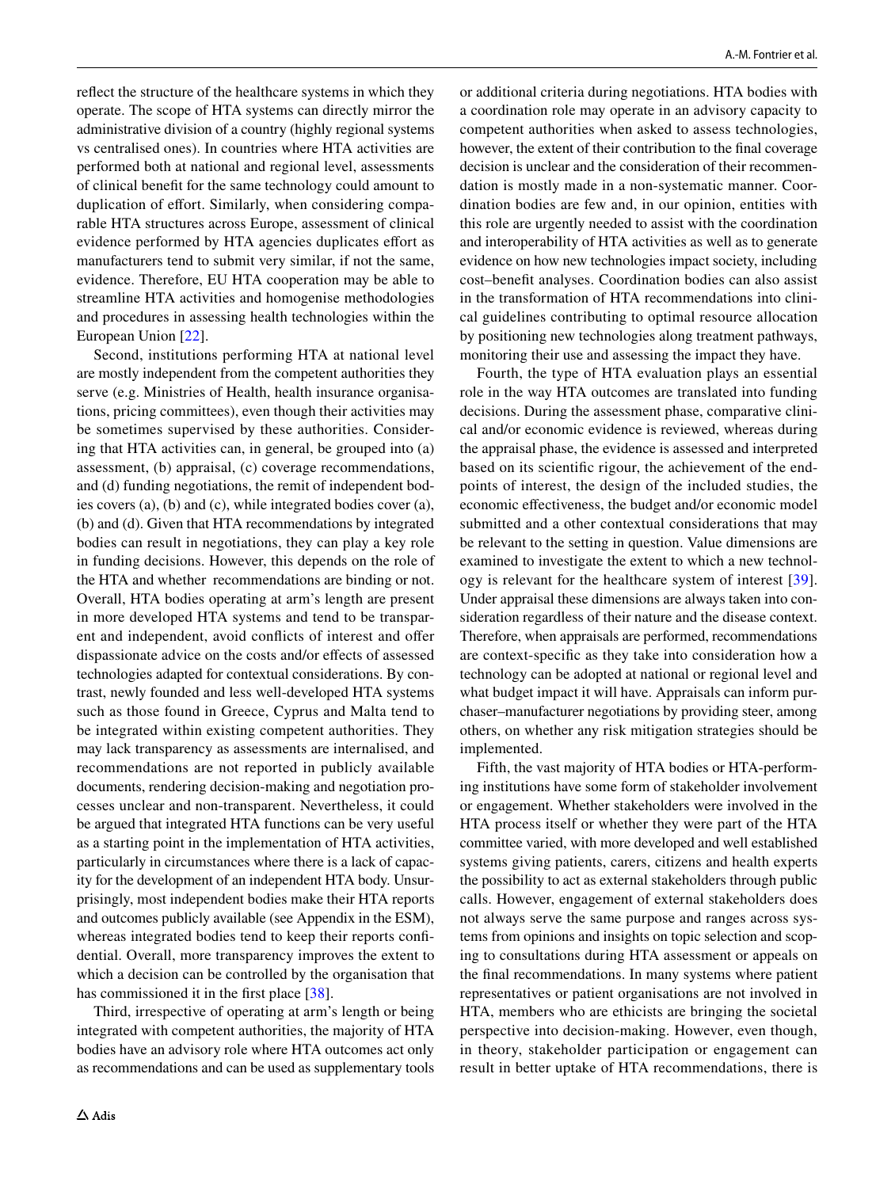reflect the structure of the healthcare systems in which they operate. The scope of HTA systems can directly mirror the administrative division of a country (highly regional systems vs centralised ones). In countries where HTA activities are performed both at national and regional level, assessments of clinical benefit for the same technology could amount to duplication of effort. Similarly, when considering comparable HTA structures across Europe, assessment of clinical evidence performed by HTA agencies duplicates effort as manufacturers tend to submit very similar, if not the same, evidence. Therefore, EU HTA cooperation may be able to streamline HTA activities and homogenise methodologies and procedures in assessing health technologies within the European Union [22].

Second, institutions performing HTA at national level are mostly independent from the competent authorities they serve (e.g. Ministries of Health, health insurance organisations, pricing committees), even though their activities may be sometimes supervised by these authorities. Considering that HTA activities can, in general, be grouped into (a) assessment, (b) appraisal, (c) coverage recommendations, and (d) funding negotiations, the remit of independent bodies covers (a), (b) and (c), while integrated bodies cover (a), (b) and (d). Given that HTA recommendations by integrated bodies can result in negotiations, they can play a key role in funding decisions. However, this depends on the role of the HTA and whether recommendations are binding or not. Overall, HTA bodies operating at arm's length are present in more developed HTA systems and tend to be transparent and independent, avoid conflicts of interest and offer dispassionate advice on the costs and/or effects of assessed technologies adapted for contextual considerations. By contrast, newly founded and less well-developed HTA systems such as those found in Greece, Cyprus and Malta tend to be integrated within existing competent authorities. They may lack transparency as assessments are internalised, and recommendations are not reported in publicly available documents, rendering decision-making and negotiation processes unclear and non-transparent. Nevertheless, it could be argued that integrated HTA functions can be very useful as a starting point in the implementation of HTA activities, particularly in circumstances where there is a lack of capacity for the development of an independent HTA body. Unsurprisingly, most independent bodies make their HTA reports and outcomes publicly available (see Appendix in the ESM), whereas integrated bodies tend to keep their reports confidential. Overall, more transparency improves the extent to which a decision can be controlled by the organisation that has commissioned it in the first place [38].

Third, irrespective of operating at arm's length or being integrated with competent authorities, the majority of HTA bodies have an advisory role where HTA outcomes act only as recommendations and can be used as supplementary tools or additional criteria during negotiations. HTA bodies with a coordination role may operate in an advisory capacity to competent authorities when asked to assess technologies, however, the extent of their contribution to the final coverage decision is unclear and the consideration of their recommendation is mostly made in a non-systematic manner. Coordination bodies are few and, in our opinion, entities with this role are urgently needed to assist with the coordination and interoperability of HTA activities as well as to generate evidence on how new technologies impact society, including cost–benefit analyses. Coordination bodies can also assist in the transformation of HTA recommendations into clinical guidelines contributing to optimal resource allocation by positioning new technologies along treatment pathways, monitoring their use and assessing the impact they have.

Fourth, the type of HTA evaluation plays an essential role in the way HTA outcomes are translated into funding decisions. During the assessment phase, comparative clinical and/or economic evidence is reviewed, whereas during the appraisal phase, the evidence is assessed and interpreted based on its scientific rigour, the achievement of the endpoints of interest, the design of the included studies, the economic effectiveness, the budget and/or economic model submitted and a other contextual considerations that may be relevant to the setting in question. Value dimensions are examined to investigate the extent to which a new technology is relevant for the healthcare system of interest [39]. Under appraisal these dimensions are always taken into consideration regardless of their nature and the disease context. Therefore, when appraisals are performed, recommendations are context-specific as they take into consideration how a technology can be adopted at national or regional level and what budget impact it will have. Appraisals can inform purchaser–manufacturer negotiations by providing steer, among others, on whether any risk mitigation strategies should be implemented.

Fifth, the vast majority of HTA bodies or HTA-performing institutions have some form of stakeholder involvement or engagement. Whether stakeholders were involved in the HTA process itself or whether they were part of the HTA committee varied, with more developed and well established systems giving patients, carers, citizens and health experts the possibility to act as external stakeholders through public calls. However, engagement of external stakeholders does not always serve the same purpose and ranges across systems from opinions and insights on topic selection and scoping to consultations during HTA assessment or appeals on the final recommendations. In many systems where patient representatives or patient organisations are not involved in HTA, members who are ethicists are bringing the societal perspective into decision-making. However, even though, in theory, stakeholder participation or engagement can result in better uptake of HTA recommendations, there is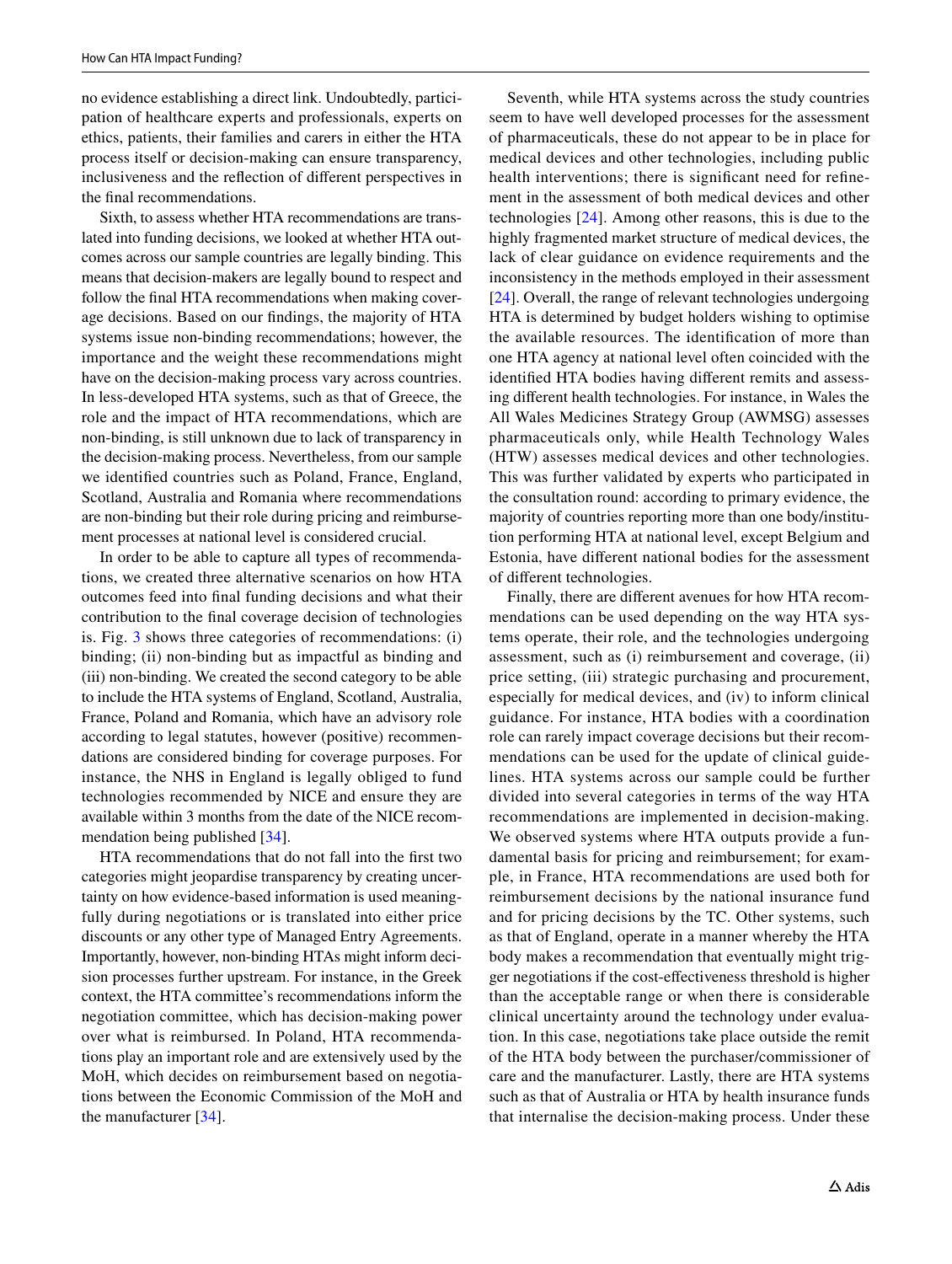no evidence establishing a direct link. Undoubtedly, participation of healthcare experts and professionals, experts on ethics, patients, their families and carers in either the HTA process itself or decision-making can ensure transparency, inclusiveness and the reflection of different perspectives in the final recommendations.

Sixth, to assess whether HTA recommendations are translated into funding decisions, we looked at whether HTA outcomes across our sample countries are legally binding. This means that decision-makers are legally bound to respect and follow the final HTA recommendations when making coverage decisions. Based on our findings, the majority of HTA systems issue non-binding recommendations; however, the importance and the weight these recommendations might have on the decision-making process vary across countries. In less-developed HTA systems, such as that of Greece, the role and the impact of HTA recommendations, which are non-binding, is still unknown due to lack of transparency in the decision-making process. Nevertheless, from our sample we identified countries such as Poland, France, England, Scotland, Australia and Romania where recommendations are non-binding but their role during pricing and reimbursement processes at national level is considered crucial.

In order to be able to capture all types of recommendations, we created three alternative scenarios on how HTA outcomes feed into final funding decisions and what their contribution to the final coverage decision of technologies is. Fig. 3 shows three categories of recommendations: (i) binding; (ii) non-binding but as impactful as binding and (iii) non-binding. We created the second category to be able to include the HTA systems of England, Scotland, Australia, France, Poland and Romania, which have an advisory role according to legal statutes, however (positive) recommendations are considered binding for coverage purposes. For instance, the NHS in England is legally obliged to fund technologies recommended by NICE and ensure they are available within 3 months from the date of the NICE recommendation being published [34].

HTA recommendations that do not fall into the first two categories might jeopardise transparency by creating uncertainty on how evidence-based information is used meaningfully during negotiations or is translated into either price discounts or any other type of Managed Entry Agreements. Importantly, however, non-binding HTAs might inform decision processes further upstream. For instance, in the Greek context, the HTA committee's recommendations inform the negotiation committee, which has decision-making power over what is reimbursed. In Poland, HTA recommendations play an important role and are extensively used by the MoH, which decides on reimbursement based on negotiations between the Economic Commission of the MoH and the manufacturer [34].

Seventh, while HTA systems across the study countries seem to have well developed processes for the assessment of pharmaceuticals, these do not appear to be in place for medical devices and other technologies, including public health interventions; there is significant need for refinement in the assessment of both medical devices and other technologies [24]. Among other reasons, this is due to the highly fragmented market structure of medical devices, the lack of clear guidance on evidence requirements and the inconsistency in the methods employed in their assessment [24]. Overall, the range of relevant technologies undergoing HTA is determined by budget holders wishing to optimise the available resources. The identification of more than one HTA agency at national level often coincided with the identified HTA bodies having different remits and assessing different health technologies. For instance, in Wales the All Wales Medicines Strategy Group (AWMSG) assesses pharmaceuticals only, while Health Technology Wales (HTW) assesses medical devices and other technologies. This was further validated by experts who participated in the consultation round: according to primary evidence, the majority of countries reporting more than one body/institution performing HTA at national level, except Belgium and Estonia, have different national bodies for the assessment of different technologies.

Finally, there are different avenues for how HTA recommendations can be used depending on the way HTA systems operate, their role, and the technologies undergoing assessment, such as (i) reimbursement and coverage, (ii) price setting, (iii) strategic purchasing and procurement, especially for medical devices, and (iv) to inform clinical guidance. For instance, HTA bodies with a coordination role can rarely impact coverage decisions but their recommendations can be used for the update of clinical guidelines. HTA systems across our sample could be further divided into several categories in terms of the way HTA recommendations are implemented in decision-making. We observed systems where HTA outputs provide a fundamental basis for pricing and reimbursement; for example, in France, HTA recommendations are used both for reimbursement decisions by the national insurance fund and for pricing decisions by the TC. Other systems, such as that of England, operate in a manner whereby the HTA body makes a recommendation that eventually might trigger negotiations if the cost-effectiveness threshold is higher than the acceptable range or when there is considerable clinical uncertainty around the technology under evaluation. In this case, negotiations take place outside the remit of the HTA body between the purchaser/commissioner of care and the manufacturer. Lastly, there are HTA systems such as that of Australia or HTA by health insurance funds that internalise the decision-making process. Under these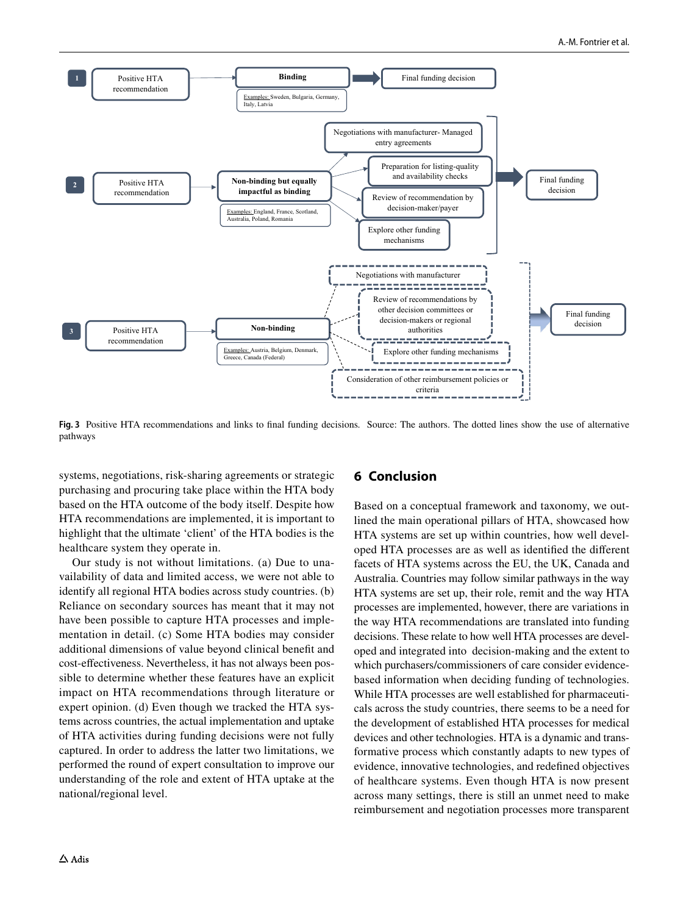1 Positive HTA recommendation → Binding → Final funding decision

Examples: Sweden, Bulgaria, Germany, Italy, Latvia

2 Positive HTA recommendation → Non-binding but equally impactful as binding → Negotiations with manufacturer- Managed entry agreements; Preparation for listing-quality and availability checks; Review of recommendation by decision-maker/payer; Explore other funding mechanisms → Final funding decision

Examples: England, France, Scotland, Australia, Poland, Romania

3 Positive HTA recommendation → Non-binding → Negotiations with manufacturer; Review of recommendations by other decision committees or decision-makers or regional authorities; Explore other funding mechanisms; Consideration of other reimbursement policies or criteria → Final funding decision

Examples: Austria, Belgium, Denmark, Greece, Canada (Federal)

**Fig. 3** Positive HTA recommendations and links to final funding decisions. Source: The authors. The dotted lines show the use of alternative pathways

systems, negotiations, risk-sharing agreements or strategic purchasing and procuring take place within the HTA body based on the HTA outcome of the body itself. Despite how HTA recommendations are implemented, it is important to highlight that the ultimate 'client' of the HTA bodies is the healthcare system they operate in.

Our study is not without limitations. (a) Due to unavailability of data and limited access, we were not able to identify all regional HTA bodies across study countries. (b) Reliance on secondary sources has meant that it may not have been possible to capture HTA processes and implementation in detail. (c) Some HTA bodies may consider additional dimensions of value beyond clinical benefit and cost-effectiveness. Nevertheless, it has not always been possible to determine whether these features have an explicit impact on HTA recommendations through literature or expert opinion. (d) Even though we tracked the HTA systems across countries, the actual implementation and uptake of HTA activities during funding decisions were not fully captured. In order to address the latter two limitations, we performed the round of expert consultation to improve our understanding of the role and extent of HTA uptake at the national/regional level.

## 6 Conclusion

Based on a conceptual framework and taxonomy, we outlined the main operational pillars of HTA, showcased how HTA systems are set up within countries, how well developed HTA processes are as well as identified the different facets of HTA systems across the EU, the UK, Canada and Australia. Countries may follow similar pathways in the way HTA systems are set up, their role, remit and the way HTA processes are implemented, however, there are variations in the way HTA recommendations are translated into funding decisions. These relate to how well HTA processes are developed and integrated into decision-making and the extent to which purchasers/commissioners of care consider evidence-based information when deciding funding of technologies. While HTA processes are well established for pharmaceuticals across the study countries, there seems to be a need for the development of established HTA processes for medical devices and other technologies. HTA is a dynamic and transformative process which constantly adapts to new types of evidence, innovative technologies, and redefined objectives of healthcare systems. Even though HTA is now present across many settings, there is still an unmet need to make reimbursement and negotiation processes more transparent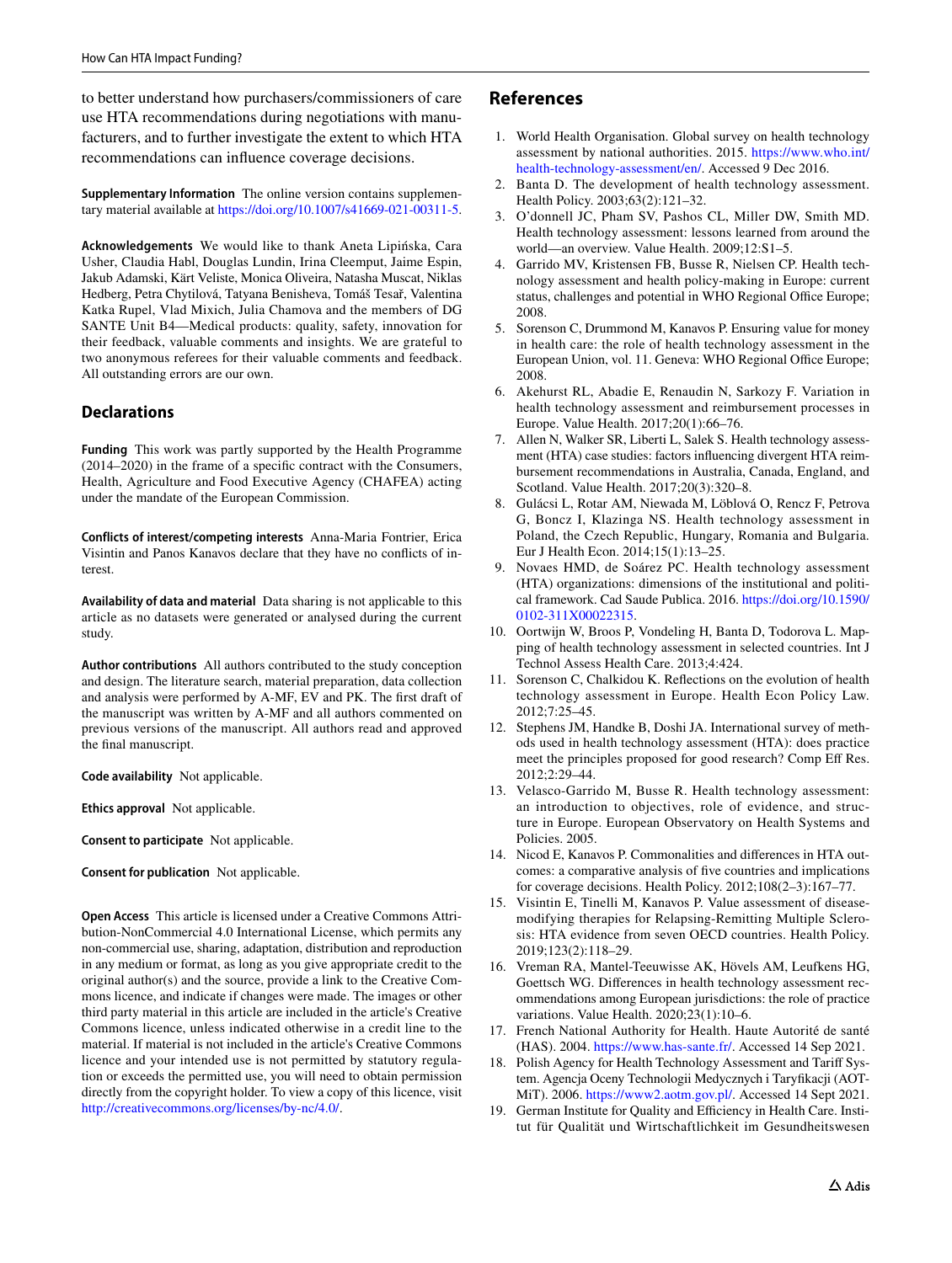to better understand how purchasers/commissioners of care use HTA recommendations during negotiations with manufacturers, and to further investigate the extent to which HTA recommendations can influence coverage decisions.

**Supplementary Information** The online version contains supplementary material available at https://doi.org/10.1007/s41669-021-00311-5.

**Acknowledgements** We would like to thank Aneta Lipińska, Cara Usher, Claudia Habl, Douglas Lundin, Irina Cleemput, Jaime Espin, Jakub Adamski, Kärt Veliste, Monica Oliveira, Natasha Muscat, Niklas Hedberg, Petra Chytilová, Tatyana Benisheva, Tomáš Tesař, Valentina Katka Rupel, Vlad Mixich, Julia Chamova and the members of DG SANTE Unit B4—Medical products: quality, safety, innovation for their feedback, valuable comments and insights. We are grateful to two anonymous referees for their valuable comments and feedback. All outstanding errors are our own.

## Declarations

**Funding** This work was partly supported by the Health Programme (2014–2020) in the frame of a specific contract with the Consumers, Health, Agriculture and Food Executive Agency (CHAFEA) acting under the mandate of the European Commission.

**Conflicts of interest/competing interests** Anna-Maria Fontrier, Erica Visintin and Panos Kanavos declare that they have no conflicts of interest.

**Availability of data and material** Data sharing is not applicable to this article as no datasets were generated or analysed during the current study.

**Author contributions** All authors contributed to the study conception and design. The literature search, material preparation, data collection and analysis were performed by A-MF, EV and PK. The first draft of the manuscript was written by A-MF and all authors commented on previous versions of the manuscript. All authors read and approved the final manuscript.

**Code availability** Not applicable.

**Ethics approval** Not applicable.

**Consent to participate** Not applicable.

**Consent for publication** Not applicable.

**Open Access** This article is licensed under a Creative Commons Attribution-NonCommercial 4.0 International License, which permits any non-commercial use, sharing, adaptation, distribution and reproduction in any medium or format, as long as you give appropriate credit to the original author(s) and the source, provide a link to the Creative Commons licence, and indicate if changes were made. The images or other third party material in this article are included in the article's Creative Commons licence, unless indicated otherwise in a credit line to the material. If material is not included in the article's Creative Commons licence and your intended use is not permitted by statutory regulation or exceeds the permitted use, you will need to obtain permission directly from the copyright holder. To view a copy of this licence, visit http://creativecommons.org/licenses/by-nc/4.0/.

## References

1. World Health Organisation. Global survey on health technology assessment by national authorities. 2015. https://www.who.int/health-technology-assessment/en/. Accessed 9 Dec 2016.
2. Banta D. The development of health technology assessment. Health Policy. 2003;63(2):121–32.
3. O'donnell JC, Pham SV, Pashos CL, Miller DW, Smith MD. Health technology assessment: lessons learned from around the world—an overview. Value Health. 2009;12:S1–5.
4. Garrido MV, Kristensen FB, Busse R, Nielsen CP. Health technology assessment and health policy-making in Europe: current status, challenges and potential in WHO Regional Office Europe; 2008.
5. Sorenson C, Drummond M, Kanavos P. Ensuring value for money in health care: the role of health technology assessment in the European Union, vol. 11. Geneva: WHO Regional Office Europe; 2008.
6. Akehurst RL, Abadie E, Renaudin N, Sarkozy F. Variation in health technology assessment and reimbursement processes in Europe. Value Health. 2017;20(1):66–76.
7. Allen N, Walker SR, Liberti L, Salek S. Health technology assessment (HTA) case studies: factors influencing divergent HTA reimbursement recommendations in Australia, Canada, England, and Scotland. Value Health. 2017;20(3):320–8.
8. Gulácsi L, Rotar AM, Niewada M, Löblová O, Rencz F, Petrova G, Boncz I, Klazinga NS. Health technology assessment in Poland, the Czech Republic, Hungary, Romania and Bulgaria. Eur J Health Econ. 2014;15(1):13–25.
9. Novaes HMD, de Soárez PC. Health technology assessment (HTA) organizations: dimensions of the institutional and political framework. Cad Saude Publica. 2016. https://doi.org/10.1590/0102-311X00022315.
10. Oortwijn W, Broos P, Vondeling H, Banta D, Todorova L. Mapping of health technology assessment in selected countries. Int J Technol Assess Health Care. 2013;4:424.
11. Sorenson C, Chalkidou K. Reflections on the evolution of health technology assessment in Europe. Health Econ Policy Law. 2012;7:25–45.
12. Stephens JM, Handke B, Doshi JA. International survey of methods used in health technology assessment (HTA): does practice meet the principles proposed for good research? Comp Eff Res. 2012;2:29–44.
13. Velasco-Garrido M, Busse R. Health technology assessment: an introduction to objectives, role of evidence, and structure in Europe. European Observatory on Health Systems and Policies. 2005.
14. Nicod E, Kanavos P. Commonalities and differences in HTA outcomes: a comparative analysis of five countries and implications for coverage decisions. Health Policy. 2012;108(2–3):167–77.
15. Visintin E, Tinelli M, Kanavos P. Value assessment of disease-modifying therapies for Relapsing-Remitting Multiple Sclerosis: HTA evidence from seven OECD countries. Health Policy. 2019;123(2):118–29.
16. Vreman RA, Mantel-Teeuwisse AK, Hövels AM, Leufkens HG, Goettsch WG. Differences in health technology assessment recommendations among European jurisdictions: the role of practice variations. Value Health. 2020;23(1):10–6.
17. French National Authority for Health. Haute Autorité de santé (HAS). 2004. https://www.has-sante.fr/. Accessed 14 Sep 2021.
18. Polish Agency for Health Technology Assessment and Tariff System. Agencja Oceny Technologii Medycznych i Taryfikacji (AOTMiT). 2006. https://www2.aotm.gov.pl/. Accessed 14 Sept 2021.
19. German Institute for Quality and Efficiency in Health Care. Institut für Qualität und Wirtschaftlichkeit im Gesundheitswesen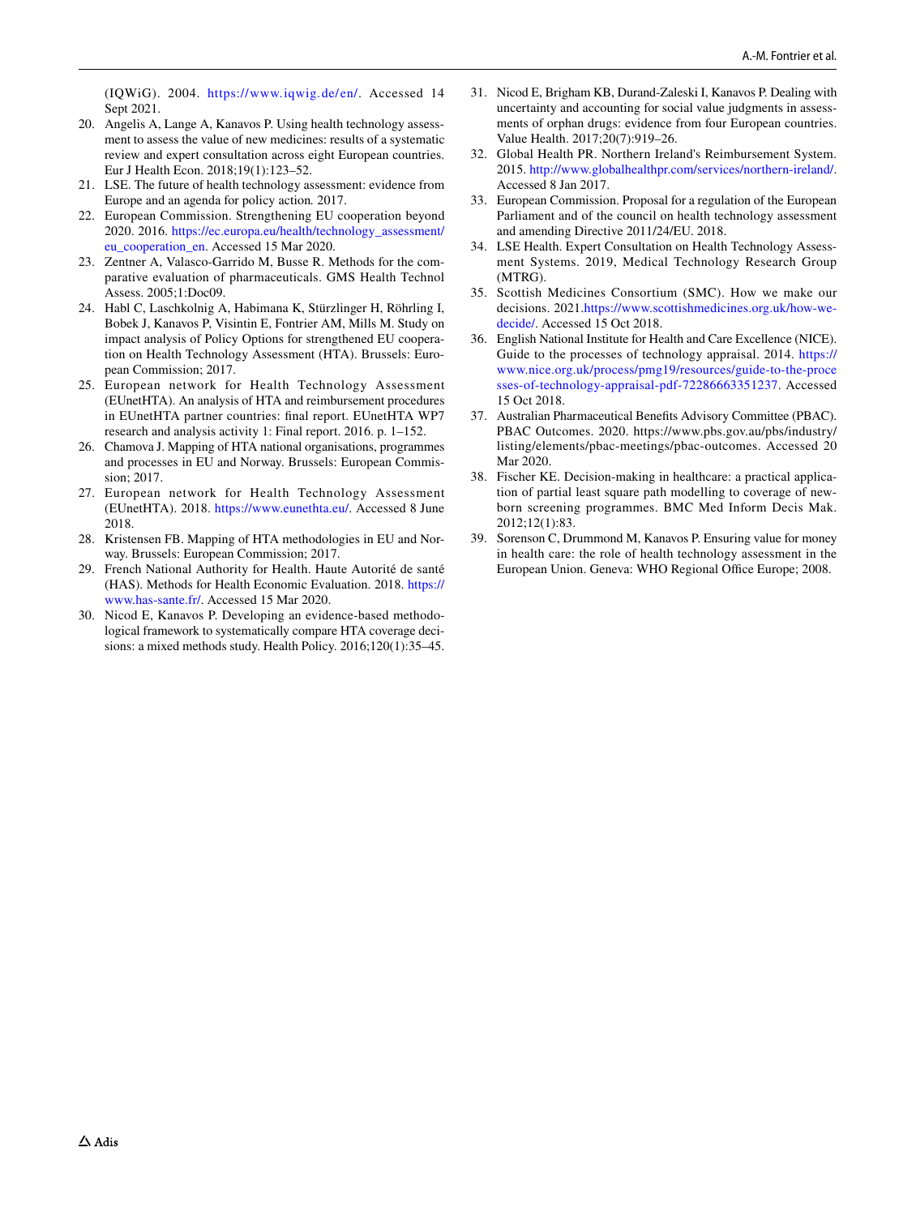(IQWiG). 2004. https://www.iqwig.de/en/. Accessed 14 Sept 2021.

20. Angelis A, Lange A, Kanavos P. Using health technology assessment to assess the value of new medicines: results of a systematic review and expert consultation across eight European countries. Eur J Health Econ. 2018;19(1):123–52.
21. LSE. The future of health technology assessment: evidence from Europe and an agenda for policy action. 2017.
22. European Commission. Strengthening EU cooperation beyond 2020. 2016. https://ec.europa.eu/health/technology_assessment/eu_cooperation_en. Accessed 15 Mar 2020.
23. Zentner A, Valasco-Garrido M, Busse R. Methods for the comparative evaluation of pharmaceuticals. GMS Health Technol Assess. 2005;1:Doc09.
24. Habl C, Laschkolnig A, Habimana K, Stürzlinger H, Röhrling I, Bobek J, Kanavos P, Visintin E, Fontrier AM, Mills M. Study on impact analysis of Policy Options for strengthened EU cooperation on Health Technology Assessment (HTA). Brussels: European Commission; 2017.
25. European network for Health Technology Assessment (EUnetHTA). An analysis of HTA and reimbursement procedures in EUnetHTA partner countries: final report. EUnetHTA WP7 research and analysis activity 1: Final report. 2016. p. 1–152.
26. Chamova J. Mapping of HTA national organisations, programmes and processes in EU and Norway. Brussels: European Commission; 2017.
27. European network for Health Technology Assessment (EUnetHTA). 2018. https://www.eunethta.eu/. Accessed 8 June 2018.
28. Kristensen FB. Mapping of HTA methodologies in EU and Norway. Brussels: European Commission; 2017.
29. French National Authority for Health. Haute Autorité de santé (HAS). Methods for Health Economic Evaluation. 2018. https://www.has-sante.fr/. Accessed 15 Mar 2020.
30. Nicod E, Kanavos P. Developing an evidence-based methodological framework to systematically compare HTA coverage decisions: a mixed methods study. Health Policy. 2016;120(1):35–45.
31. Nicod E, Brigham KB, Durand-Zaleski I, Kanavos P. Dealing with uncertainty and accounting for social value judgments in assessments of orphan drugs: evidence from four European countries. Value Health. 2017;20(7):919–26.
32. Global Health PR. Northern Ireland's Reimbursement System. 2015. http://www.globalhealthpr.com/services/northern-ireland/. Accessed 8 Jan 2017.
33. European Commission. Proposal for a regulation of the European Parliament and of the council on health technology assessment and amending Directive 2011/24/EU. 2018.
34. LSE Health. Expert Consultation on Health Technology Assessment Systems. 2019, Medical Technology Research Group (MTRG).
35. Scottish Medicines Consortium (SMC). How we make our decisions. 2021.https://www.scottishmedicines.org.uk/how-we-decide/. Accessed 15 Oct 2018.
36. English National Institute for Health and Care Excellence (NICE). Guide to the processes of technology appraisal. 2014. https://www.nice.org.uk/process/pmg19/resources/guide-to-the-processes-of-technology-appraisal-pdf-72286663351237. Accessed 15 Oct 2018.
37. Australian Pharmaceutical Benefits Advisory Committee (PBAC). PBAC Outcomes. 2020. https://www.pbs.gov.au/pbs/industry/listing/elements/pbac-meetings/pbac-outcomes. Accessed 20 Mar 2020.
38. Fischer KE. Decision-making in healthcare: a practical application of partial least square path modelling to coverage of newborn screening programmes. BMC Med Inform Decis Mak. 2012;12(1):83.
39. Sorenson C, Drummond M, Kanavos P. Ensuring value for money in health care: the role of health technology assessment in the European Union. Geneva: WHO Regional Office Europe; 2008.